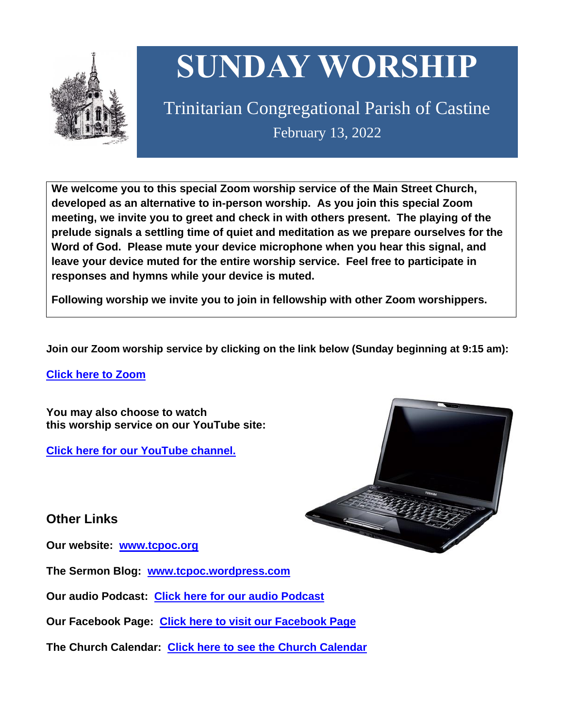# SUNDAY WORSHIP

## Trinitarian Congregational Parish of Castine

February 13, 2022

**We welcome you to this special Zoom worship service of the Main Street Church, developed as an alternative to in-person worship. As you join this special Zoom meeting, we invite you to greet and check in with others present. The playing of the prelude signals a settling time of quiet and meditation as we prepare ourselves for the Word of God. Please mute your device microphone when you hear this signal, and leave your device muted for the entire worship service. Feel free to participate in responses and hymns while your device is muted.**

**Following worship we invite you to join in fellowship with other Zoom worshippers.**

**Join our Zoom worship service by clicking on the link below (Sunday beginning at 9:15 am):**

**Click here to Zoom**

**You may also choose to watch this worship service on our YouTube site:**

**Click here for our YouTube channel.**

## Other Links

**Our website:** **www.tcpoc.org**

**The Sermon Blog:** **www.tcpoc.wordpress.com**

**Our audio Podcast:** **Click here for our audio Podcast**

**Our Facebook Page:** **Click here to visit our Facebook Page**

**The Church Calendar:** **Click here to see the Church Calendar**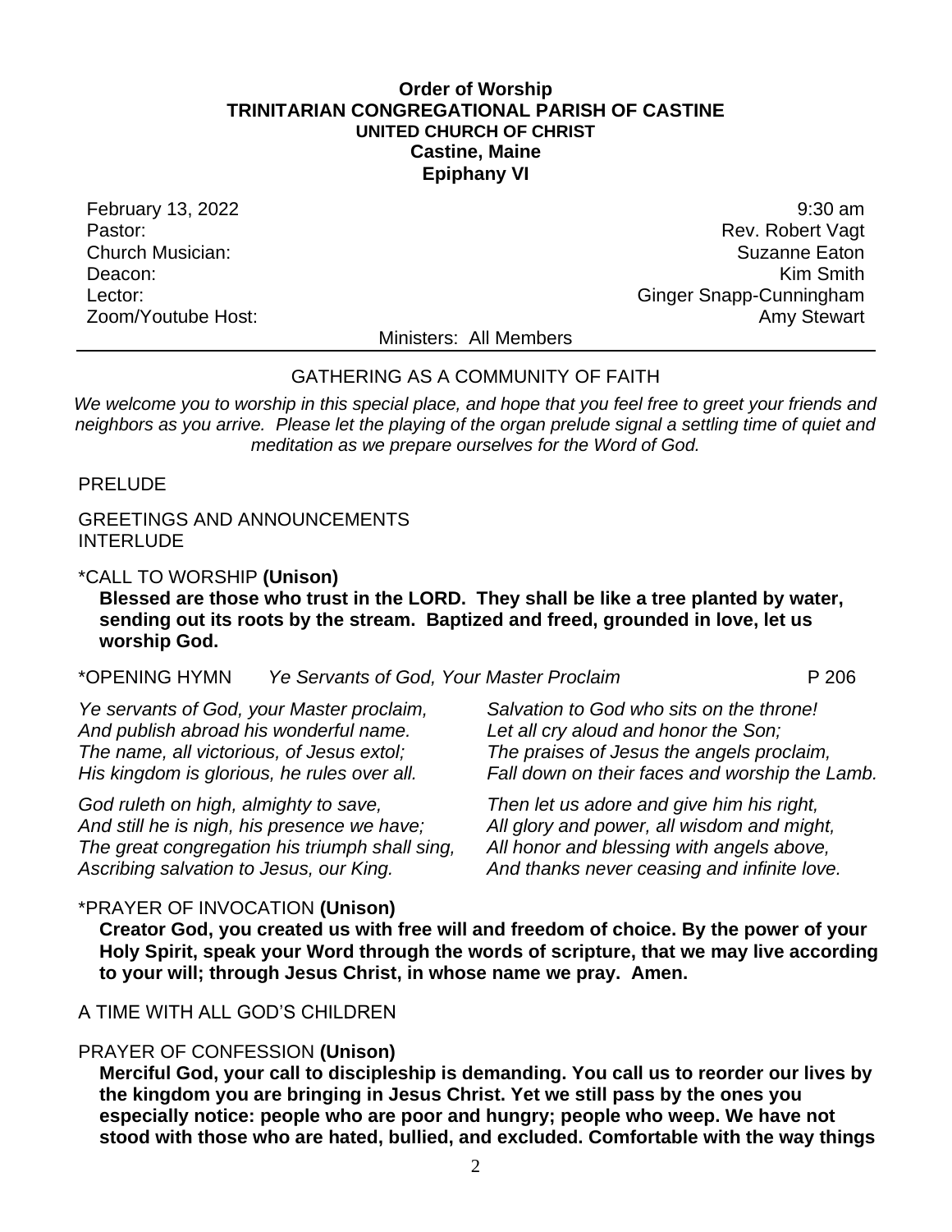**Order of Worship**
**TRINITARIAN CONGREGATIONAL PARISH OF CASTINE**
**UNITED CHURCH OF CHRIST**
**Castine, Maine**
**Epiphany VI**

| | |
|---|---|
| February 13, 2022 | 9:30 am |
| Pastor: | Rev. Robert Vagt |
| Church Musician: | Suzanne Eaton |
| Deacon: | Kim Smith |
| Lector: | Ginger Snapp-Cunningham |
| Zoom/Youtube Host: | Amy Stewart |

Ministers: All Members

---

GATHERING AS A COMMUNITY OF FAITH

*We welcome you to worship in this special place, and hope that you feel free to greet your friends and neighbors as you arrive. Please let the playing of the organ prelude signal a settling time of quiet and meditation as we prepare ourselves for the Word of God.*

PRELUDE

GREETINGS AND ANNOUNCEMENTS
INTERLUDE

*CALL TO WORSHIP **(Unison)**
**Blessed are those who trust in the LORD. They shall be like a tree planted by water, sending out its roots by the stream. Baptized and freed, grounded in love, let us worship God.**

*OPENING HYMN *Ye Servants of God, Your Master Proclaim* P 206

*Ye servants of God, your Master proclaim,*
*And publish abroad his wonderful name.*
*The name, all victorious, of Jesus extol;*
*His kingdom is glorious, he rules over all.*

*God ruleth on high, almighty to save,*
*And still he is nigh, his presence we have;*
*The great congregation his triumph shall sing,*
*Ascribing salvation to Jesus, our King.*

*Salvation to God who sits on the throne!*
*Let all cry aloud and honor the Son;*
*The praises of Jesus the angels proclaim,*
*Fall down on their faces and worship the Lamb.*

*Then let us adore and give him his right,*
*All glory and power, all wisdom and might,*
*All honor and blessing with angels above,*
*And thanks never ceasing and infinite love.*

*PRAYER OF INVOCATION **(Unison)**
**Creator God, you created us with free will and freedom of choice. By the power of your Holy Spirit, speak your Word through the words of scripture, that we may live according to your will; through Jesus Christ, in whose name we pray. Amen.**

A TIME WITH ALL GOD'S CHILDREN

PRAYER OF CONFESSION **(Unison)**
**Merciful God, your call to discipleship is demanding. You call us to reorder our lives by the kingdom you are bringing in Jesus Christ. Yet we still pass by the ones you especially notice: people who are poor and hungry; people who weep. We have not stood with those who are hated, bullied, and excluded. Comfortable with the way things**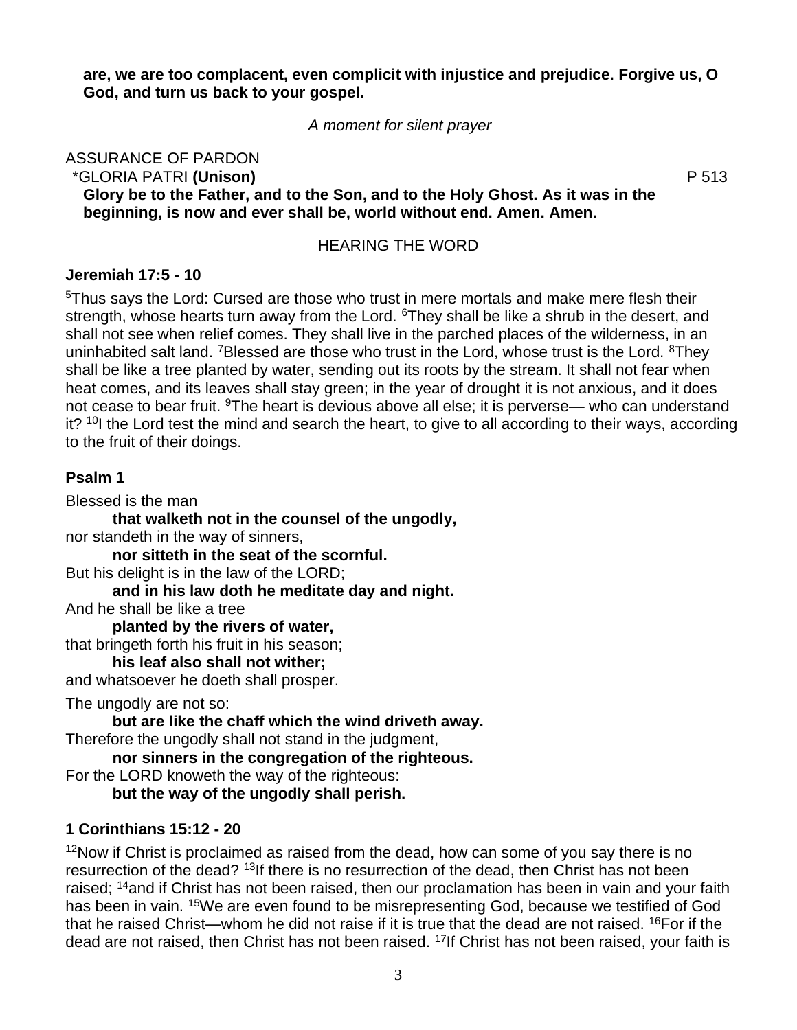**are, we are too complacent, even complicit with injustice and prejudice. Forgive us, O God, and turn us back to your gospel.**

*A moment for silent prayer*

ASSURANCE OF PARDON

*GLORIA PATRI **(Unison)** P 513

**Glory be to the Father, and to the Son, and to the Holy Ghost. As it was in the beginning, is now and ever shall be, world without end. Amen. Amen.**

HEARING THE WORD

**Jeremiah 17:5 - 10**

[5]Thus says the Lord: Cursed are those who trust in mere mortals and make mere flesh their strength, whose hearts turn away from the Lord. [6]They shall be like a shrub in the desert, and shall not see when relief comes. They shall live in the parched places of the wilderness, in an uninhabited salt land. [7]Blessed are those who trust in the Lord, whose trust is the Lord. [8]They shall be like a tree planted by water, sending out its roots by the stream. It shall not fear when heat comes, and its leaves shall stay green; in the year of drought it is not anxious, and it does not cease to bear fruit. [9]The heart is devious above all else; it is perverse— who can understand it? [10]I the Lord test the mind and search the heart, to give to all according to their ways, according to the fruit of their doings.

**Psalm 1**

Blessed is the man
**that walketh not in the counsel of the ungodly,**
nor standeth in the way of sinners,
**nor sitteth in the seat of the scornful.**
But his delight is in the law of the LORD;
**and in his law doth he meditate day and night.**
And he shall be like a tree
**planted by the rivers of water,**
that bringeth forth his fruit in his season;
**his leaf also shall not wither;**
and whatsoever he doeth shall prosper.

The ungodly are not so:
**but are like the chaff which the wind driveth away.**
Therefore the ungodly shall not stand in the judgment,
**nor sinners in the congregation of the righteous.**
For the LORD knoweth the way of the righteous:
**but the way of the ungodly shall perish.**

**1 Corinthians 15:12 - 20**

[12]Now if Christ is proclaimed as raised from the dead, how can some of you say there is no resurrection of the dead? [13]If there is no resurrection of the dead, then Christ has not been raised; [14]and if Christ has not been raised, then our proclamation has been in vain and your faith has been in vain. [15]We are even found to be misrepresenting God, because we testified of God that he raised Christ—whom he did not raise if it is true that the dead are not raised. [16]For if the dead are not raised, then Christ has not been raised. [17]If Christ has not been raised, your faith is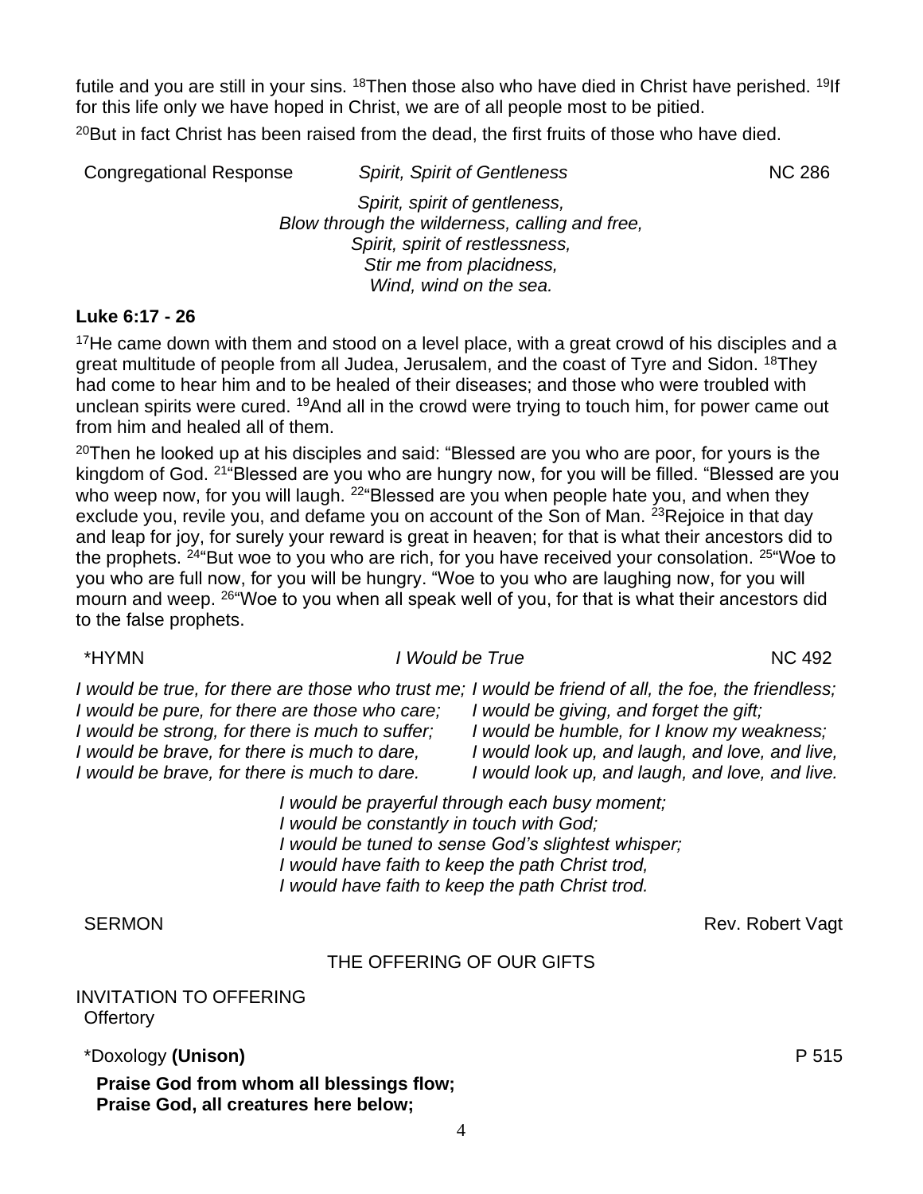futile and you are still in your sins. [18]Then those also who have died in Christ have perished. [19]If for this life only we have hoped in Christ, we are of all people most to be pitied.

[20]But in fact Christ has been raised from the dead, the first fruits of those who have died.

Congregational Response *Spirit, Spirit of Gentleness* NC 286

*Spirit, spirit of gentleness,*
*Blow through the wilderness, calling and free,*
*Spirit, spirit of restlessness,*
*Stir me from placidness,*
*Wind, wind on the sea.*

**Luke 6:17 - 26**

[17]He came down with them and stood on a level place, with a great crowd of his disciples and a great multitude of people from all Judea, Jerusalem, and the coast of Tyre and Sidon. [18]They had come to hear him and to be healed of their diseases; and those who were troubled with unclean spirits were cured. [19]And all in the crowd were trying to touch him, for power came out from him and healed all of them.

[20]Then he looked up at his disciples and said: "Blessed are you who are poor, for yours is the kingdom of God. [21]"Blessed are you who are hungry now, for you will be filled. "Blessed are you who weep now, for you will laugh. [22]"Blessed are you when people hate you, and when they exclude you, revile you, and defame you on account of the Son of Man. [23]Rejoice in that day and leap for joy, for surely your reward is great in heaven; for that is what their ancestors did to the prophets. [24]"But woe to you who are rich, for you have received your consolation. [25]"Woe to you who are full now, for you will be hungry. "Woe to you who are laughing now, for you will mourn and weep. [26]"Woe to you when all speak well of you, for that is what their ancestors did to the false prophets.

*HYMN *I Would be True* NC 492

*I would be true, for there are those who trust me;*
*I would be pure, for there are those who care;*
*I would be strong, for there is much to suffer;*
*I would be brave, for there is much to dare,*
*I would be brave, for there is much to dare.*

*I would be friend of all, the foe, the friendless;*
*I would be giving, and forget the gift;*
*I would be humble, for I know my weakness;*
*I would look up, and laugh, and love, and live,*
*I would look up, and laugh, and love, and live.*

*I would be prayerful through each busy moment;*
*I would be constantly in touch with God;*
*I would be tuned to sense God's slightest whisper;*
*I would have faith to keep the path Christ trod,*
*I would have faith to keep the path Christ trod.*

SERMON Rev. Robert Vagt

THE OFFERING OF OUR GIFTS

INVITATION TO OFFERING
Offertory

*Doxology **(Unison)** P 515

**Praise God from whom all blessings flow;**
**Praise God, all creatures here below;**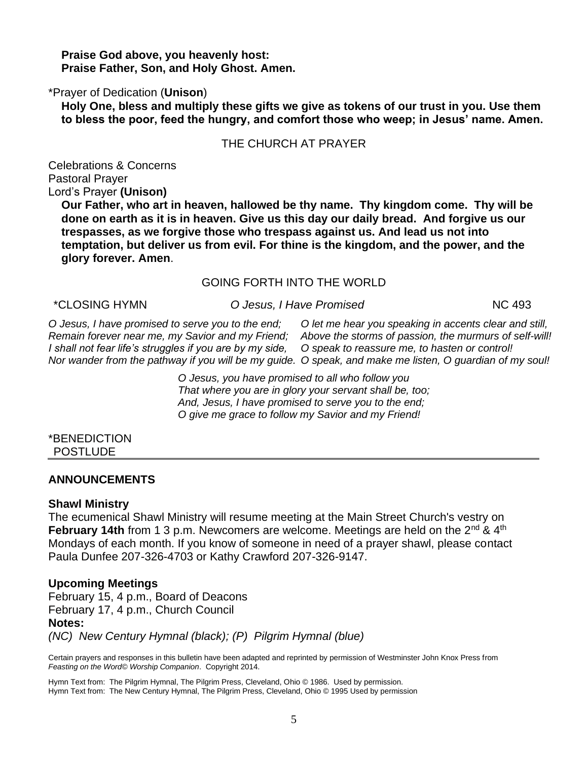**Praise God above, you heavenly host:**
**Praise Father, Son, and Holy Ghost. Amen.**

*Prayer of Dedication (**Unison**)

**Holy One, bless and multiply these gifts we give as tokens of our trust in you. Use them to bless the poor, feed the hungry, and comfort those who weep; in Jesus' name. Amen.**

THE CHURCH AT PRAYER

Celebrations & Concerns
Pastoral Prayer
Lord's Prayer **(Unison)**

**Our Father, who art in heaven, hallowed be thy name. Thy kingdom come. Thy will be done on earth as it is in heaven. Give us this day our daily bread. And forgive us our trespasses, as we forgive those who trespass against us. And lead us not into temptation, but deliver us from evil. For thine is the kingdom, and the power, and the glory forever. Amen**.

GOING FORTH INTO THE WORLD

*CLOSING HYMN *O Jesus, I Have Promised* NC 493

*O Jesus, I have promised to serve you to the end;*
*Remain forever near me, my Savior and my Friend;*
*I shall not fear life's struggles if you are by my side,*
*Nor wander from the pathway if you will be my guide.*

*O let me hear you speaking in accents clear and still,*
*Above the storms of passion, the murmurs of self-will!*
*O speak to reassure me, to hasten or control!*
*O speak, and make me listen, O guardian of my soul!*

*O Jesus, you have promised to all who follow you*
*That where you are in glory your servant shall be, too;*
*And, Jesus, I have promised to serve you to the end;*
*O give me grace to follow my Savior and my Friend!*

*BENEDICTION
POSTLUDE

---

## ANNOUNCEMENTS

### Shawl Ministry

The ecumenical Shawl Ministry will resume meeting at the Main Street Church's vestry on **February 14th** from 1 3 p.m. Newcomers are welcome. Meetings are held on the 2nd & 4th Mondays of each month. If you know of someone in need of a prayer shawl, please contact Paula Dunfee 207-326-4703 or Kathy Crawford 207-326-9147.

### Upcoming Meetings

February 15, 4 p.m., Board of Deacons
February 17, 4 p.m., Church Council

**Notes:**

*(NC) New Century Hymnal (black); (P) Pilgrim Hymnal (blue)*

Certain prayers and responses in this bulletin have been adapted and reprinted by permission of Westminster John Knox Press from *Feasting on the Word© Worship Companion*. Copyright 2014.

Hymn Text from: The Pilgrim Hymnal, The Pilgrim Press, Cleveland, Ohio © 1986. Used by permission.
Hymn Text from: The New Century Hymnal, The Pilgrim Press, Cleveland, Ohio © 1995 Used by permission